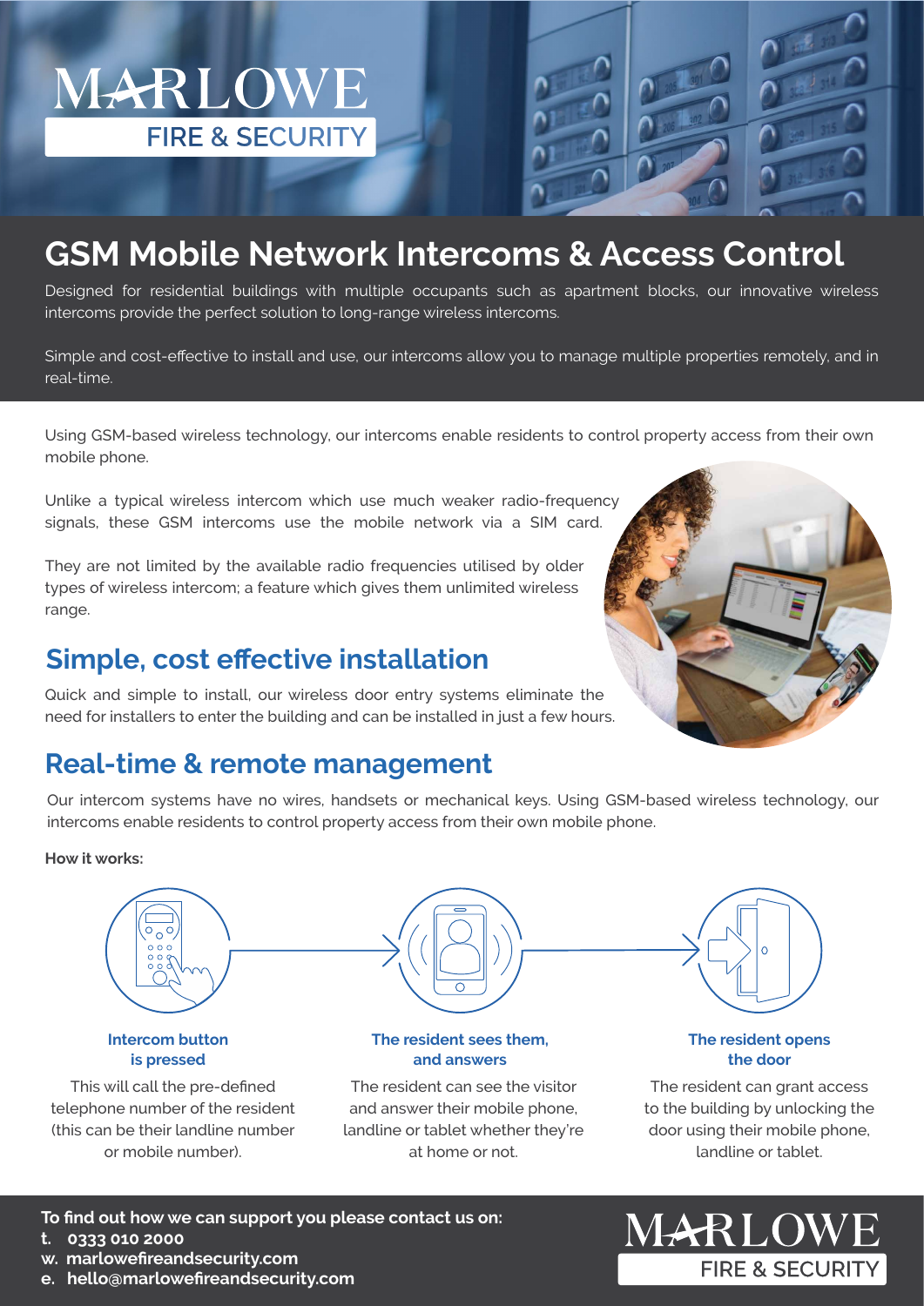MARLOWE
FIRE & SECURITY

# GSM Mobile Network Intercoms & Access Control

Designed for residential buildings with multiple occupants such as apartment blocks, our innovative wireless intercoms provide the perfect solution to long-range wireless intercoms.

Simple and cost-effective to install and use, our intercoms allow you to manage multiple properties remotely, and in real-time.

Using GSM-based wireless technology, our intercoms enable residents to control property access from their own mobile phone.

Unlike a typical wireless intercom which use much weaker radio-frequency signals, these GSM intercoms use the mobile network via a SIM card.

They are not limited by the available radio frequencies utilised by older types of wireless intercom; a feature which gives them unlimited wireless range.

## Simple, cost effective installation

Quick and simple to install, our wireless door entry systems eliminate the need for installers to enter the building and can be installed in just a few hours.

## Real-time & remote management

Our intercom systems have no wires, handsets or mechanical keys. Using GSM-based wireless technology, our intercoms enable residents to control property access from their own mobile phone.

**How it works:**

**Intercom button is pressed**

This will call the pre-defined telephone number of the resident (this can be their landline number or mobile number).

**The resident sees them, and answers**

The resident can see the visitor and answer their mobile phone, landline or tablet whether they're at home or not.

**The resident opens the door**

The resident can grant access to the building by unlocking the door using their mobile phone, landline or tablet.

**To find out how we can support you please contact us on:**

**t. 0333 010 2000**
**w. marlowefireandsecurity.com**
**e. hello@marlowefireandsecurity.com**

MARLOWE
FIRE & SECURITY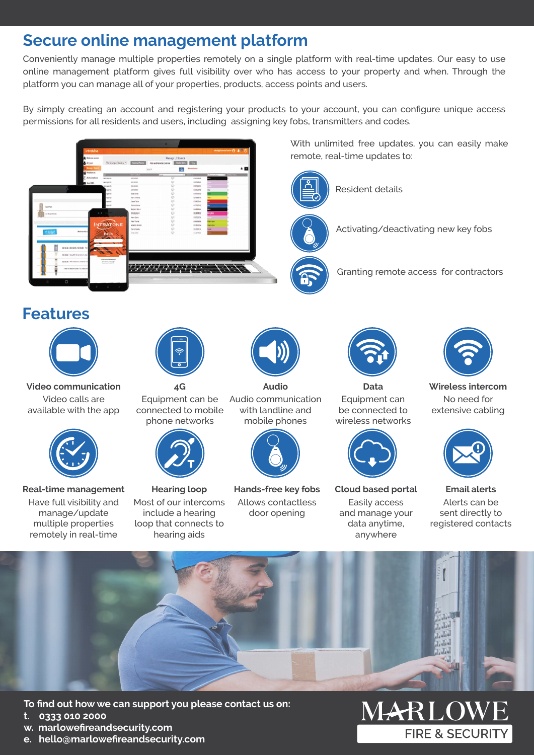# Secure online management platform

Conveniently manage multiple properties remotely on a single platform with real-time updates. Our easy to use online management platform gives full visibility over who has access to your property and when. Through the platform you can manage all of your properties, products, access points and users.

By simply creating an account and registering your products to your account, you can configure unique access permissions for all residents and users, including assigning key fobs, transmitters and codes.

With unlimited free updates, you can easily make remote, real-time updates to:

- Resident details
- Activating/deactivating new key fobs
- Granting remote access for contractors

## Features

**Video communication**
Video calls are available with the app

**4G**
Equipment can be connected to mobile phone networks

**Audio**
Audio communication with landline and mobile phones

**Data**
Equipment can be connected to wireless networks

**Wireless intercom**
No need for extensive cabling

**Real-time management**
Have full visibility and manage/update multiple properties remotely in real-time

**Hearing loop**
Most of our intercoms include a hearing loop that connects to hearing aids

**Hands-free key fobs**
Allows contactless door opening

**Cloud based portal**
Easily access and manage your data anytime, anywhere

**Email alerts**
Alerts can be sent directly to registered contacts

**To find out how we can support you please contact us on:**

**t. 0333 010 2000**
**w. marlowefireandsecurity.com**
**e. hello@marlowefireandsecurity.com**

MARLOWE FIRE & SECURITY